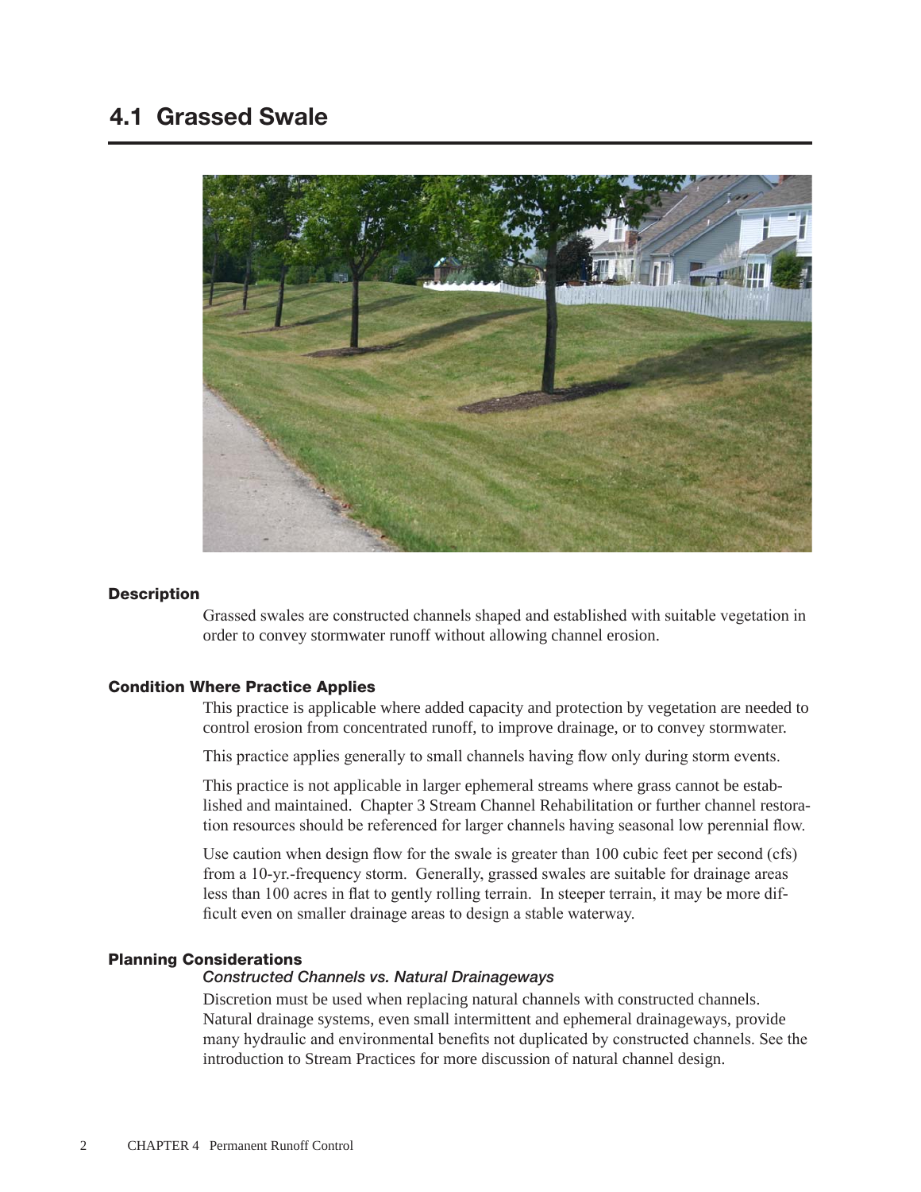# 4.1 Grassed Swale

### Description

Grassed swales are constructed channels shaped and established with suitable vegetation in order to convey stormwater runoff without allowing channel erosion.

### Condition Where Practice Applies

This practice is applicable where added capacity and protection by vegetation are needed to control erosion from concentrated runoff, to improve drainage, or to convey stormwater.

This practice applies generally to small channels having flow only during storm events.

This practice is not applicable in larger ephemeral streams where grass cannot be established and maintained. Chapter 3 Stream Channel Rehabilitation or further channel restoration resources should be referenced for larger channels having seasonal low perennial flow.

Use caution when design flow for the swale is greater than 100 cubic feet per second (cfs) from a 10-yr.-frequency storm. Generally, grassed swales are suitable for drainage areas less than 100 acres in flat to gently rolling terrain. In steeper terrain, it may be more difficult even on smaller drainage areas to design a stable waterway.

### Planning Considerations

*Constructed Channels vs. Natural Drainageways*

Discretion must be used when replacing natural channels with constructed channels. Natural drainage systems, even small intermittent and ephemeral drainageways, provide many hydraulic and environmental benefits not duplicated by constructed channels. See the introduction to Stream Practices for more discussion of natural channel design.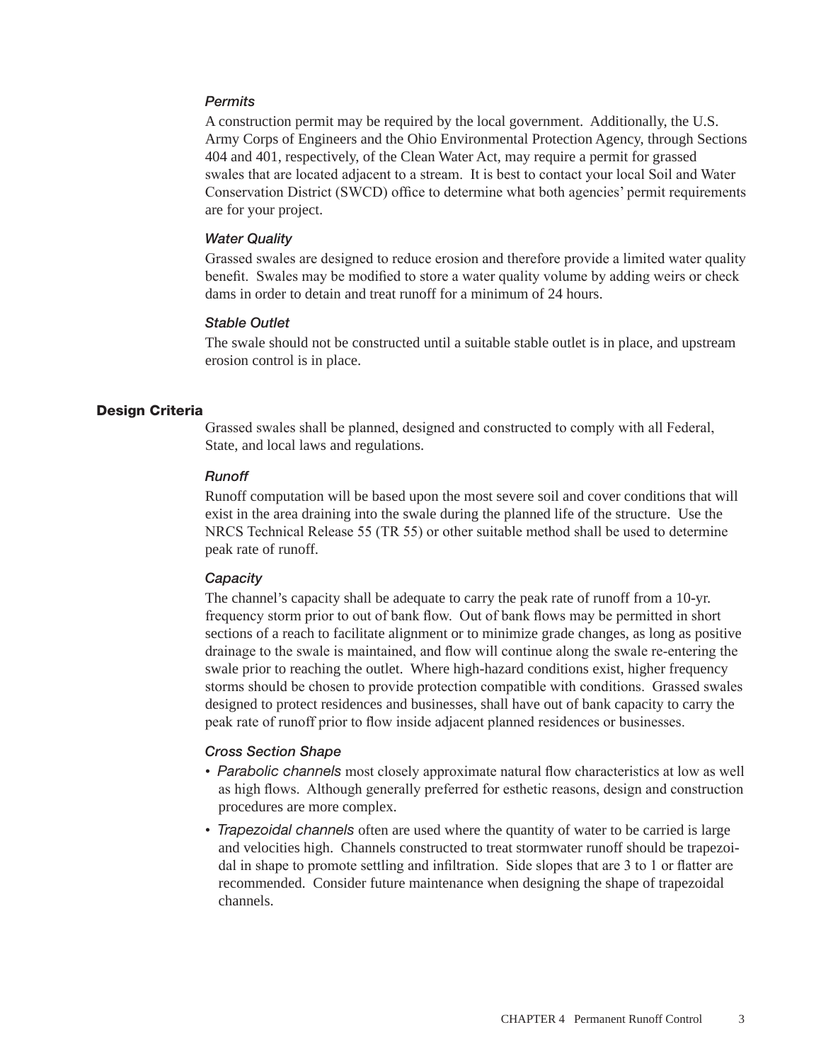### *Permits*

A construction permit may be required by the local government. Additionally, the U.S. Army Corps of Engineers and the Ohio Environmental Protection Agency, through Sections 404 and 401, respectively, of the Clean Water Act, may require a permit for grassed swales that are located adjacent to a stream. It is best to contact your local Soil and Water Conservation District (SWCD) office to determine what both agencies' permit requirements are for your project.

### *Water Quality*

Grassed swales are designed to reduce erosion and therefore provide a limited water quality benefit. Swales may be modified to store a water quality volume by adding weirs or check dams in order to detain and treat runoff for a minimum of 24 hours.

### *Stable Outlet*

The swale should not be constructed until a suitable stable outlet is in place, and upstream erosion control is in place.

## Design Criteria

Grassed swales shall be planned, designed and constructed to comply with all Federal, State, and local laws and regulations.

### *Runoff*

Runoff computation will be based upon the most severe soil and cover conditions that will exist in the area draining into the swale during the planned life of the structure. Use the NRCS Technical Release 55 (TR 55) or other suitable method shall be used to determine peak rate of runoff.

### *Capacity*

The channel's capacity shall be adequate to carry the peak rate of runoff from a 10-yr. frequency storm prior to out of bank flow. Out of bank flows may be permitted in short sections of a reach to facilitate alignment or to minimize grade changes, as long as positive drainage to the swale is maintained, and flow will continue along the swale re-entering the swale prior to reaching the outlet. Where high-hazard conditions exist, higher frequency storms should be chosen to provide protection compatible with conditions. Grassed swales designed to protect residences and businesses, shall have out of bank capacity to carry the peak rate of runoff prior to flow inside adjacent planned residences or businesses.

### *Cross Section Shape*

- *Parabolic channels* most closely approximate natural flow characteristics at low as well as high flows. Although generally preferred for esthetic reasons, design and construction procedures are more complex.
- *Trapezoidal channels* often are used where the quantity of water to be carried is large and velocities high. Channels constructed to treat stormwater runoff should be trapezoidal in shape to promote settling and infiltration. Side slopes that are 3 to 1 or flatter are recommended. Consider future maintenance when designing the shape of trapezoidal channels.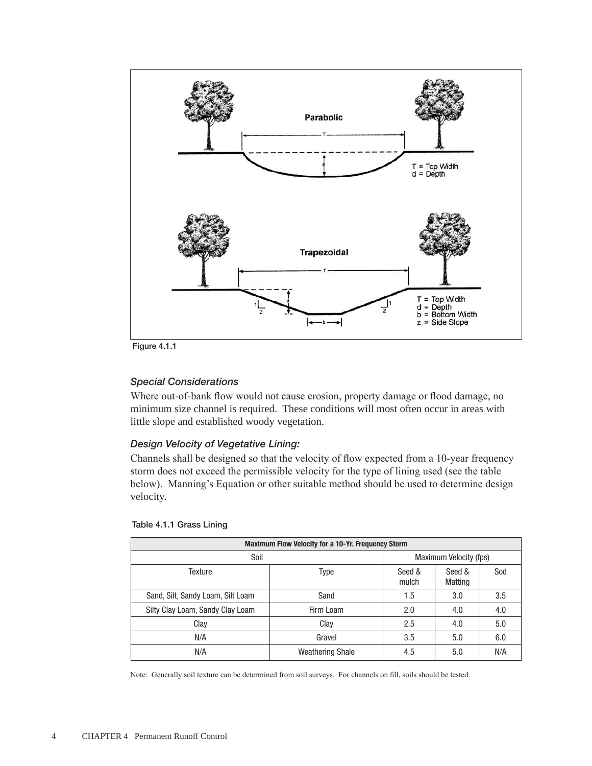Figure 4.1.1

### *Special Considerations*

Where out-of-bank flow would not cause erosion, property damage or flood damage, no minimum size channel is required. These conditions will most often occur in areas with little slope and established woody vegetation.

### *Design Velocity of Vegetative Lining:*

Channels shall be designed so that the velocity of flow expected from a 10-year frequency storm does not exceed the permissible velocity for the type of lining used (see the table below). Manning's Equation or other suitable method should be used to determine design velocity.

Table 4.1.1 Grass Lining

| Maximum Flow Velocity for a 10-Yr. Frequency Storm | | | | |
|---|---|---|---|---|
| Soil | | Maximum Velocity (fps) | | |
| Texture | Type | Seed & mulch | Seed & Matting | Sod |
| Sand, Silt, Sandy Loam, Silt Loam | Sand | 1.5 | 3.0 | 3.5 |
| Silty Clay Loam, Sandy Clay Loam | Firm Loam | 2.0 | 4.0 | 4.0 |
| Clay | Clay | 2.5 | 4.0 | 5.0 |
| N/A | Gravel | 3.5 | 5.0 | 6.0 |
| N/A | Weathering Shale | 4.5 | 5.0 | N/A |

Note: Generally soil texture can be determined from soil surveys. For channels on fill, soils should be tested.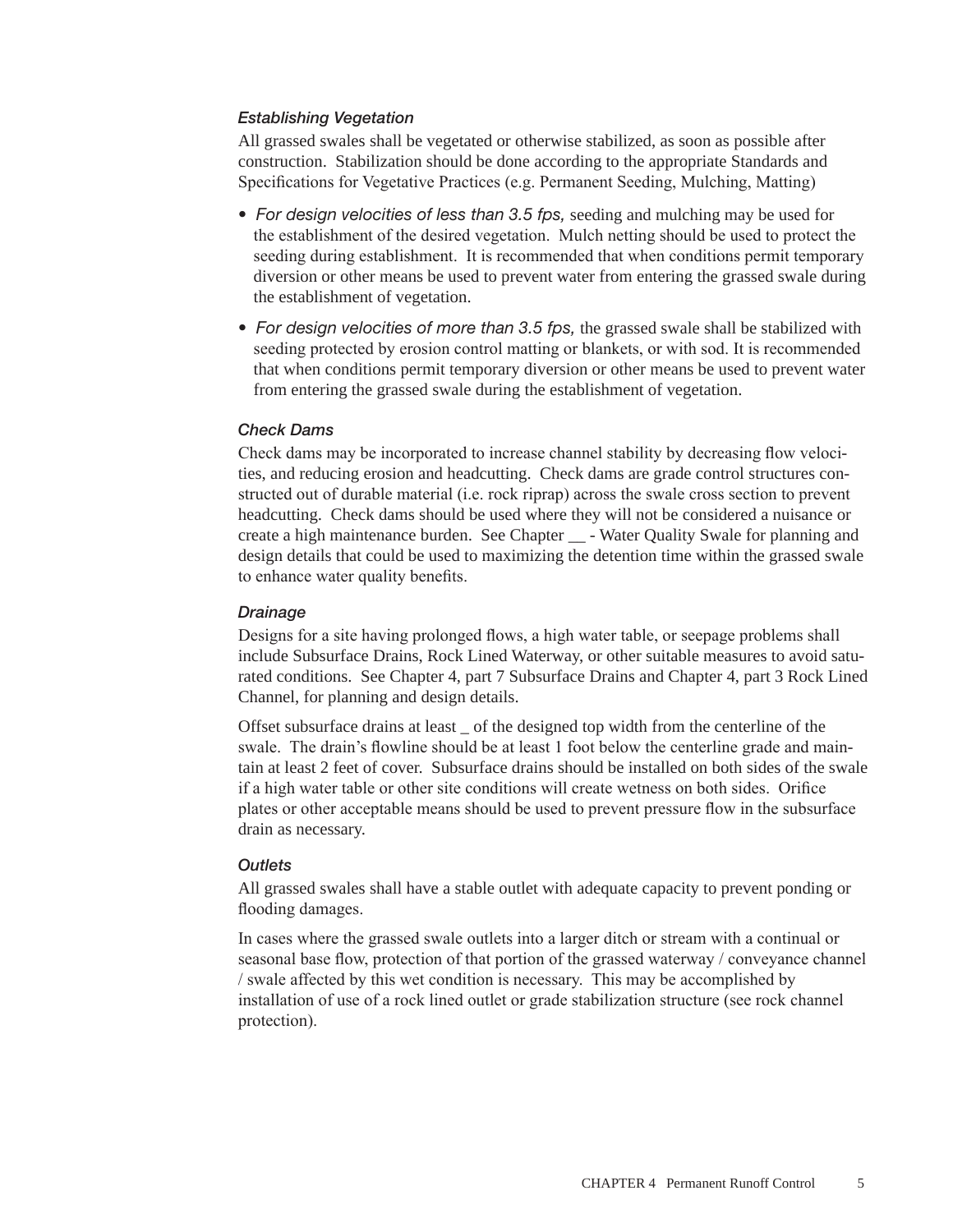### *Establishing Vegetation*

All grassed swales shall be vegetated or otherwise stabilized, as soon as possible after construction. Stabilization should be done according to the appropriate Standards and Specifications for Vegetative Practices (e.g. Permanent Seeding, Mulching, Matting)

- *For design velocities of less than 3.5 fps,* seeding and mulching may be used for the establishment of the desired vegetation. Mulch netting should be used to protect the seeding during establishment. It is recommended that when conditions permit temporary diversion or other means be used to prevent water from entering the grassed swale during the establishment of vegetation.
- *For design velocities of more than 3.5 fps,* the grassed swale shall be stabilized with seeding protected by erosion control matting or blankets, or with sod. It is recommended that when conditions permit temporary diversion or other means be used to prevent water from entering the grassed swale during the establishment of vegetation.

### *Check Dams*

Check dams may be incorporated to increase channel stability by decreasing flow velocities, and reducing erosion and headcutting. Check dams are grade control structures constructed out of durable material (i.e. rock riprap) across the swale cross section to prevent headcutting. Check dams should be used where they will not be considered a nuisance or create a high maintenance burden. See Chapter __ - Water Quality Swale for planning and design details that could be used to maximizing the detention time within the grassed swale to enhance water quality benefits.

### *Drainage*

Designs for a site having prolonged flows, a high water table, or seepage problems shall include Subsurface Drains, Rock Lined Waterway, or other suitable measures to avoid saturated conditions. See Chapter 4, part 7 Subsurface Drains and Chapter 4, part 3 Rock Lined Channel, for planning and design details.

Offset subsurface drains at least _ of the designed top width from the centerline of the swale. The drain's flowline should be at least 1 foot below the centerline grade and maintain at least 2 feet of cover. Subsurface drains should be installed on both sides of the swale if a high water table or other site conditions will create wetness on both sides. Orifice plates or other acceptable means should be used to prevent pressure flow in the subsurface drain as necessary.

### *Outlets*

All grassed swales shall have a stable outlet with adequate capacity to prevent ponding or flooding damages.

In cases where the grassed swale outlets into a larger ditch or stream with a continual or seasonal base flow, protection of that portion of the grassed waterway / conveyance channel / swale affected by this wet condition is necessary. This may be accomplished by installation of use of a rock lined outlet or grade stabilization structure (see rock channel protection).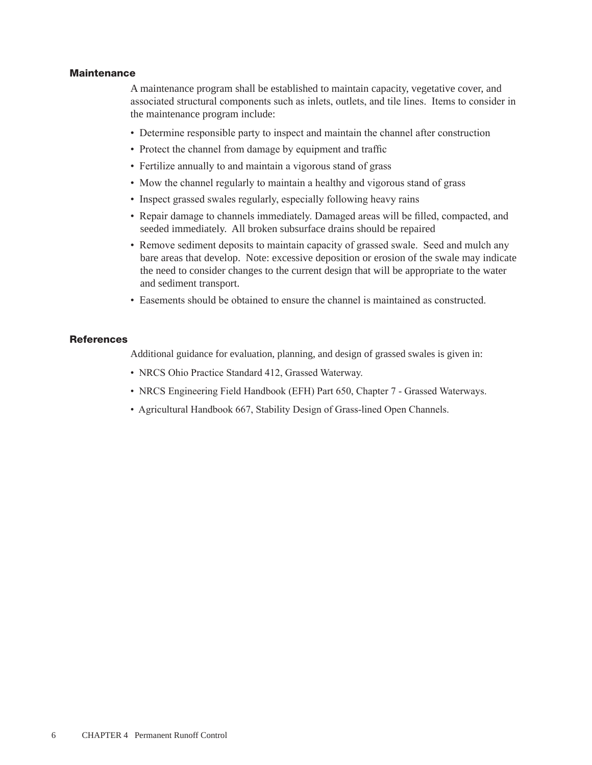## Maintenance

A maintenance program shall be established to maintain capacity, vegetative cover, and associated structural components such as inlets, outlets, and tile lines. Items to consider in the maintenance program include:

- Determine responsible party to inspect and maintain the channel after construction
- Protect the channel from damage by equipment and traffic
- Fertilize annually to and maintain a vigorous stand of grass
- Mow the channel regularly to maintain a healthy and vigorous stand of grass
- Inspect grassed swales regularly, especially following heavy rains
- Repair damage to channels immediately. Damaged areas will be filled, compacted, and seeded immediately. All broken subsurface drains should be repaired
- Remove sediment deposits to maintain capacity of grassed swale. Seed and mulch any bare areas that develop. Note: excessive deposition or erosion of the swale may indicate the need to consider changes to the current design that will be appropriate to the water and sediment transport.
- Easements should be obtained to ensure the channel is maintained as constructed.

## References

Additional guidance for evaluation, planning, and design of grassed swales is given in:

- NRCS Ohio Practice Standard 412, Grassed Waterway.
- NRCS Engineering Field Handbook (EFH) Part 650, Chapter 7 - Grassed Waterways.
- Agricultural Handbook 667, Stability Design of Grass-lined Open Channels.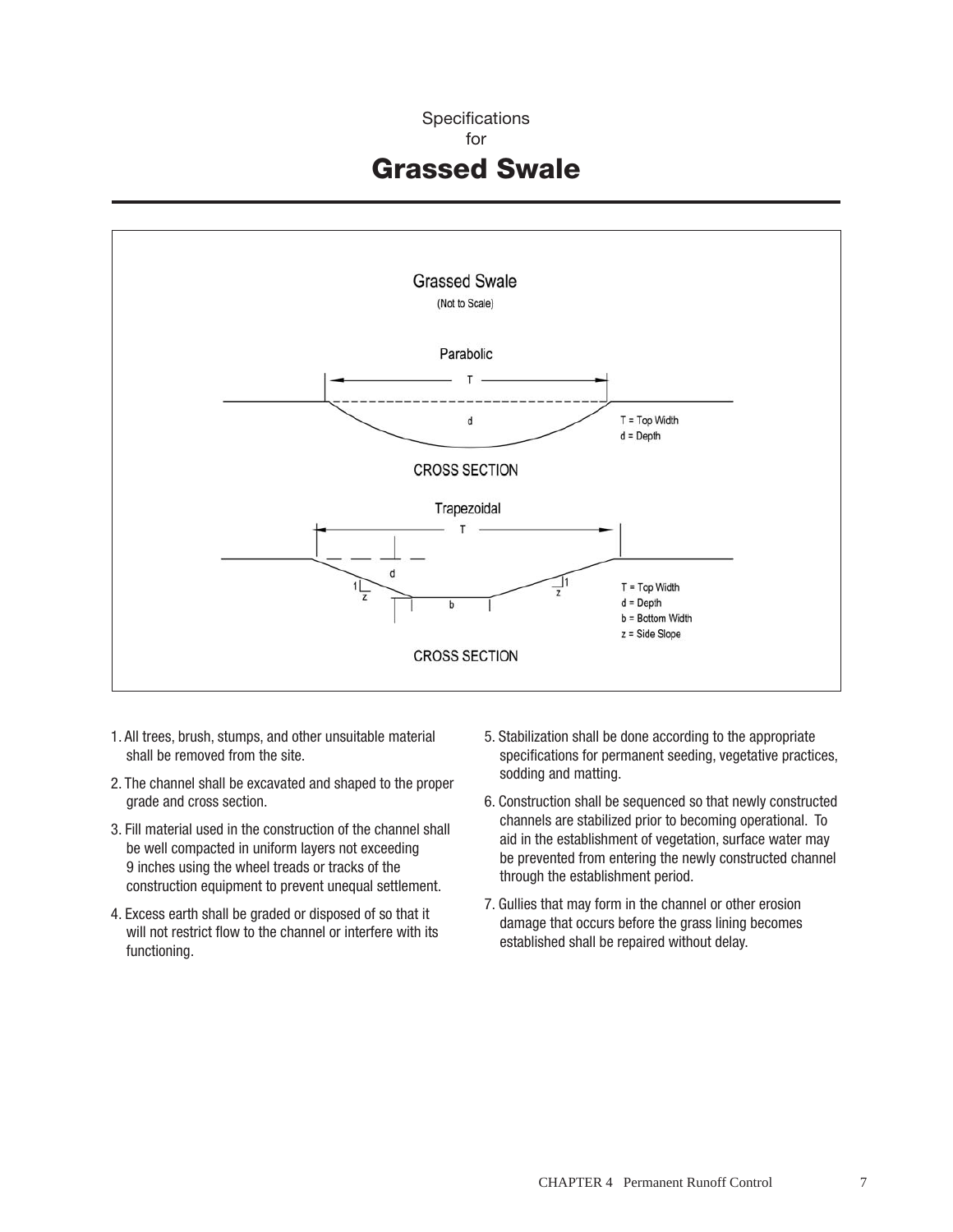Specifications
for

# Grassed Swale

Grassed Swale

(Not to Scale)

Parabolic

T

d

T = Top Width

d = Depth

CROSS SECTION

Trapezoidal

T

d

1

z

b

1

z

T = Top Width

d = Depth

b = Bottom Width

z = Side Slope

CROSS SECTION

1. All trees, brush, stumps, and other unsuitable material shall be removed from the site.
2. The channel shall be excavated and shaped to the proper grade and cross section.
3. Fill material used in the construction of the channel shall be well compacted in uniform layers not exceeding 9 inches using the wheel treads or tracks of the construction equipment to prevent unequal settlement.
4. Excess earth shall be graded or disposed of so that it will not restrict flow to the channel or interfere with its functioning.
5. Stabilization shall be done according to the appropriate specifications for permanent seeding, vegetative practices, sodding and matting.
6. Construction shall be sequenced so that newly constructed channels are stabilized prior to becoming operational. To aid in the establishment of vegetation, surface water may be prevented from entering the newly constructed channel through the establishment period.
7. Gullies that may form in the channel or other erosion damage that occurs before the grass lining becomes established shall be repaired without delay.